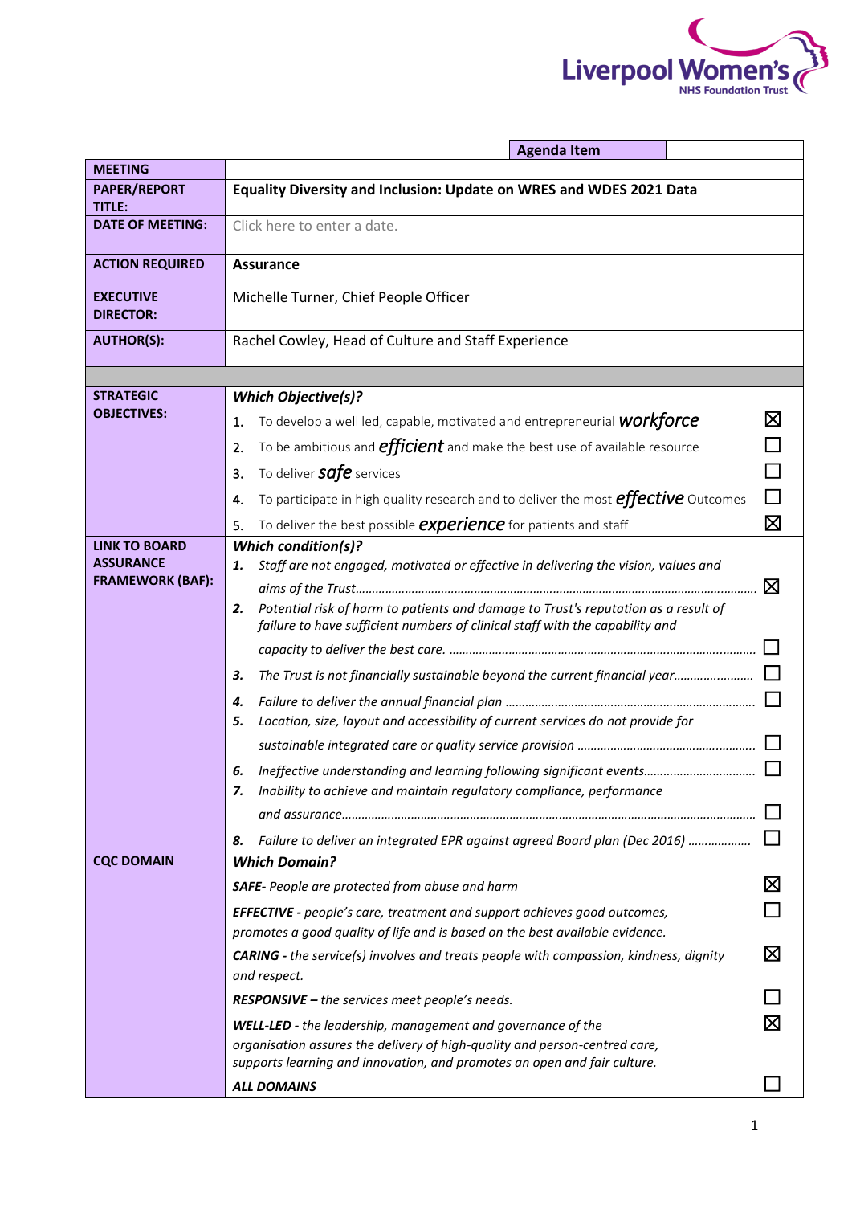| | Agenda Item | |
|---|---|---|
| **MEETING** | | |
| **PAPER/REPORT TITLE:** | **Equality Diversity and Inclusion: Update on WRES and WDES 2021 Data** | |
| **DATE OF MEETING:** | Click here to enter a date. | |
| **ACTION REQUIRED** | **Assurance** | |
| **EXECUTIVE DIRECTOR:** | Michelle Turner, Chief People Officer | |
| **AUTHOR(S):** | Rachel Cowley, Head of Culture and Staff Experience | |

| | | |
|---|---|---|
| **STRATEGIC OBJECTIVES:** | ***Which Objective(s)?*** | |
| | 1. To develop a well led, capable, motivated and entrepreneurial ***workforce*** | ☒ |
| | 2. To be ambitious and ***efficient*** and make the best use of available resource | ☐ |
| | 3. To deliver ***safe*** services | ☐ |
| | 4. To participate in high quality research and to deliver the most ***effective*** Outcomes | ☐ |
| | 5. To deliver the best possible ***experience*** for patients and staff | ☒ |
| **LINK TO BOARD ASSURANCE FRAMEWORK (BAF):** | ***Which condition(s)?*** | |
| | ***1.*** *Staff are not engaged, motivated or effective in delivering the vision, values and aims of the Trust……* | ☒ |
| | ***2.*** *Potential risk of harm to patients and damage to Trust's reputation as a result of failure to have sufficient numbers of clinical staff with the capability and capacity to deliver the best care. ……* | ☐ |
| | ***3.*** *The Trust is not financially sustainable beyond the current financial year……* | ☐ |
| | ***4.*** *Failure to deliver the annual financial plan ……* | ☐ |
| | ***5.*** *Location, size, layout and accessibility of current services do not provide for sustainable integrated care or quality service provision ……* | ☐ |
| | ***6.*** *Ineffective understanding and learning following significant events……* | ☐ |
| | ***7.*** *Inability to achieve and maintain regulatory compliance, performance and assurance……* | ☐ |
| | ***8.*** *Failure to deliver an integrated EPR against agreed Board plan (Dec 2016) ……* | ☐ |
| **CQC DOMAIN** | ***Which Domain?*** | |
| | ***SAFE****- People are protected from abuse and harm* | ☒ |
| | ***EFFECTIVE -*** *people's care, treatment and support achieves good outcomes, promotes a good quality of life and is based on the best available evidence.* | ☐ |
| | ***CARING -*** *the service(s) involves and treats people with compassion, kindness, dignity and respect.* | ☒ |
| | ***RESPONSIVE –*** *the services meet people's needs.* | ☐ |
| | ***WELL-LED -*** *the leadership, management and governance of the organisation assures the delivery of high-quality and person-centred care, supports learning and innovation, and promotes an open and fair culture.* | ☒ |
| | ***ALL DOMAINS*** | ☐ |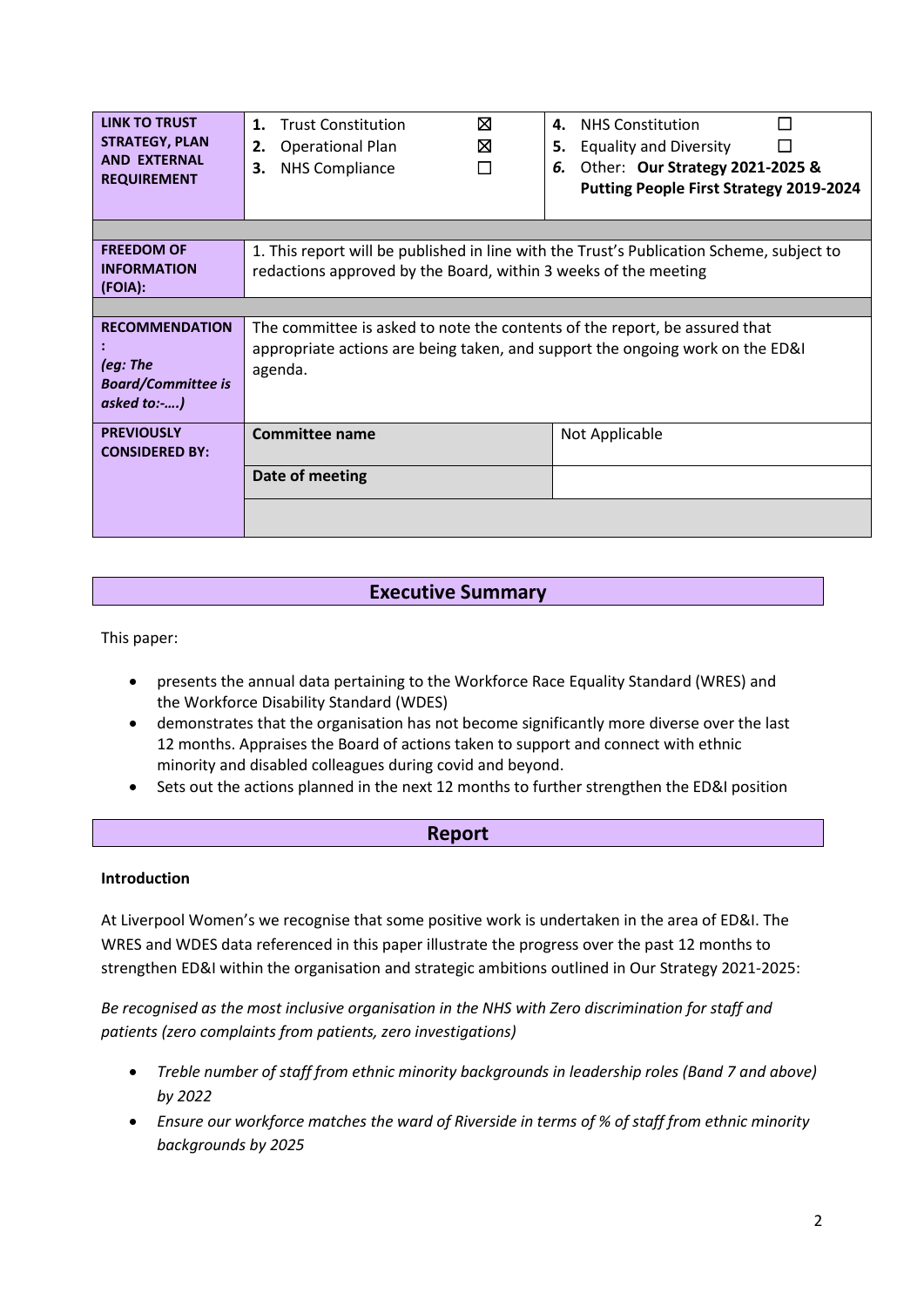| LINK TO TRUST STRATEGY, PLAN AND EXTERNAL REQUIREMENT | 1. Trust Constitution ☒<br>2. Operational Plan ☒<br>3. NHS Compliance ☐ | 4. NHS Constitution ☐<br>5. Equality and Diversity ☐<br>6. Other: **Our Strategy 2021-2025 & Putting People First Strategy 2019-2024** |
|---|---|---|
| **FREEDOM OF INFORMATION (FOIA):** | 1. This report will be published in line with the Trust's Publication Scheme, subject to redactions approved by the Board, within 3 weeks of the meeting | |
| **RECOMMENDATION:** *(eg: The Board/Committee is asked to:-….)* | The committee is asked to note the contents of the report, be assured that appropriate actions are being taken, and support the ongoing work on the ED&I agenda. | |
| **PREVIOUSLY CONSIDERED BY:** | **Committee name** | Not Applicable |
| | **Date of meeting** | |

## Executive Summary

This paper:

- presents the annual data pertaining to the Workforce Race Equality Standard (WRES) and the Workforce Disability Standard (WDES)
- demonstrates that the organisation has not become significantly more diverse over the last 12 months. Appraises the Board of actions taken to support and connect with ethnic minority and disabled colleagues during covid and beyond.
- Sets out the actions planned in the next 12 months to further strengthen the ED&I position

## Report

**Introduction**

At Liverpool Women's we recognise that some positive work is undertaken in the area of ED&I. The WRES and WDES data referenced in this paper illustrate the progress over the past 12 months to strengthen ED&I within the organisation and strategic ambitions outlined in Our Strategy 2021-2025:

*Be recognised as the most inclusive organisation in the NHS with Zero discrimination for staff and patients (zero complaints from patients, zero investigations)*

- *Treble number of staff from ethnic minority backgrounds in leadership roles (Band 7 and above) by 2022*
- *Ensure our workforce matches the ward of Riverside in terms of % of staff from ethnic minority backgrounds by 2025*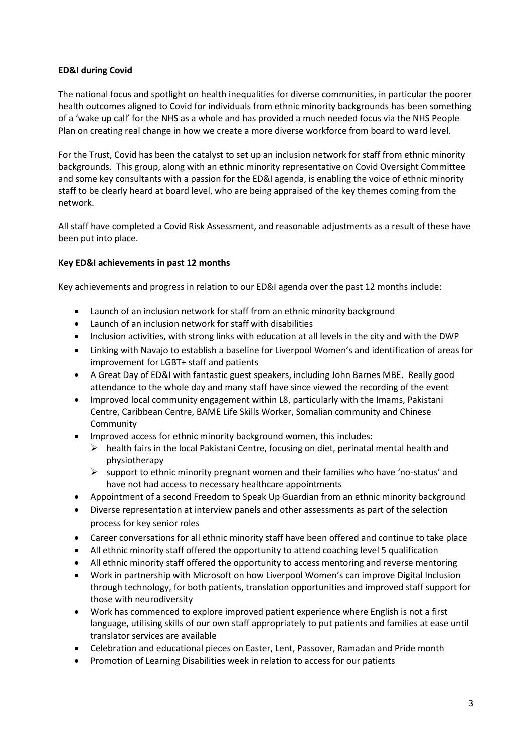**ED&I during Covid**

The national focus and spotlight on health inequalities for diverse communities, in particular the poorer health outcomes aligned to Covid for individuals from ethnic minority backgrounds has been something of a 'wake up call' for the NHS as a whole and has provided a much needed focus via the NHS People Plan on creating real change in how we create a more diverse workforce from board to ward level.

For the Trust, Covid has been the catalyst to set up an inclusion network for staff from ethnic minority backgrounds. This group, along with an ethnic minority representative on Covid Oversight Committee and some key consultants with a passion for the ED&I agenda, is enabling the voice of ethnic minority staff to be clearly heard at board level, who are being appraised of the key themes coming from the network.

All staff have completed a Covid Risk Assessment, and reasonable adjustments as a result of these have been put into place.

**Key ED&I achievements in past 12 months**

Key achievements and progress in relation to our ED&I agenda over the past 12 months include:

- Launch of an inclusion network for staff from an ethnic minority background
- Launch of an inclusion network for staff with disabilities
- Inclusion activities, with strong links with education at all levels in the city and with the DWP
- Linking with Navajo to establish a baseline for Liverpool Women's and identification of areas for improvement for LGBT+ staff and patients
- A Great Day of ED&I with fantastic guest speakers, including John Barnes MBE. Really good attendance to the whole day and many staff have since viewed the recording of the event
- Improved local community engagement within L8, particularly with the Imams, Pakistani Centre, Caribbean Centre, BAME Life Skills Worker, Somalian community and Chinese Community
- Improved access for ethnic minority background women, this includes:
  - health fairs in the local Pakistani Centre, focusing on diet, perinatal mental health and physiotherapy
  - support to ethnic minority pregnant women and their families who have 'no-status' and have not had access to necessary healthcare appointments
- Appointment of a second Freedom to Speak Up Guardian from an ethnic minority background
- Diverse representation at interview panels and other assessments as part of the selection process for key senior roles
- Career conversations for all ethnic minority staff have been offered and continue to take place
- All ethnic minority staff offered the opportunity to attend coaching level 5 qualification
- All ethnic minority staff offered the opportunity to access mentoring and reverse mentoring
- Work in partnership with Microsoft on how Liverpool Women's can improve Digital Inclusion through technology, for both patients, translation opportunities and improved staff support for those with neurodiversity
- Work has commenced to explore improved patient experience where English is not a first language, utilising skills of our own staff appropriately to put patients and families at ease until translator services are available
- Celebration and educational pieces on Easter, Lent, Passover, Ramadan and Pride month
- Promotion of Learning Disabilities week in relation to access for our patients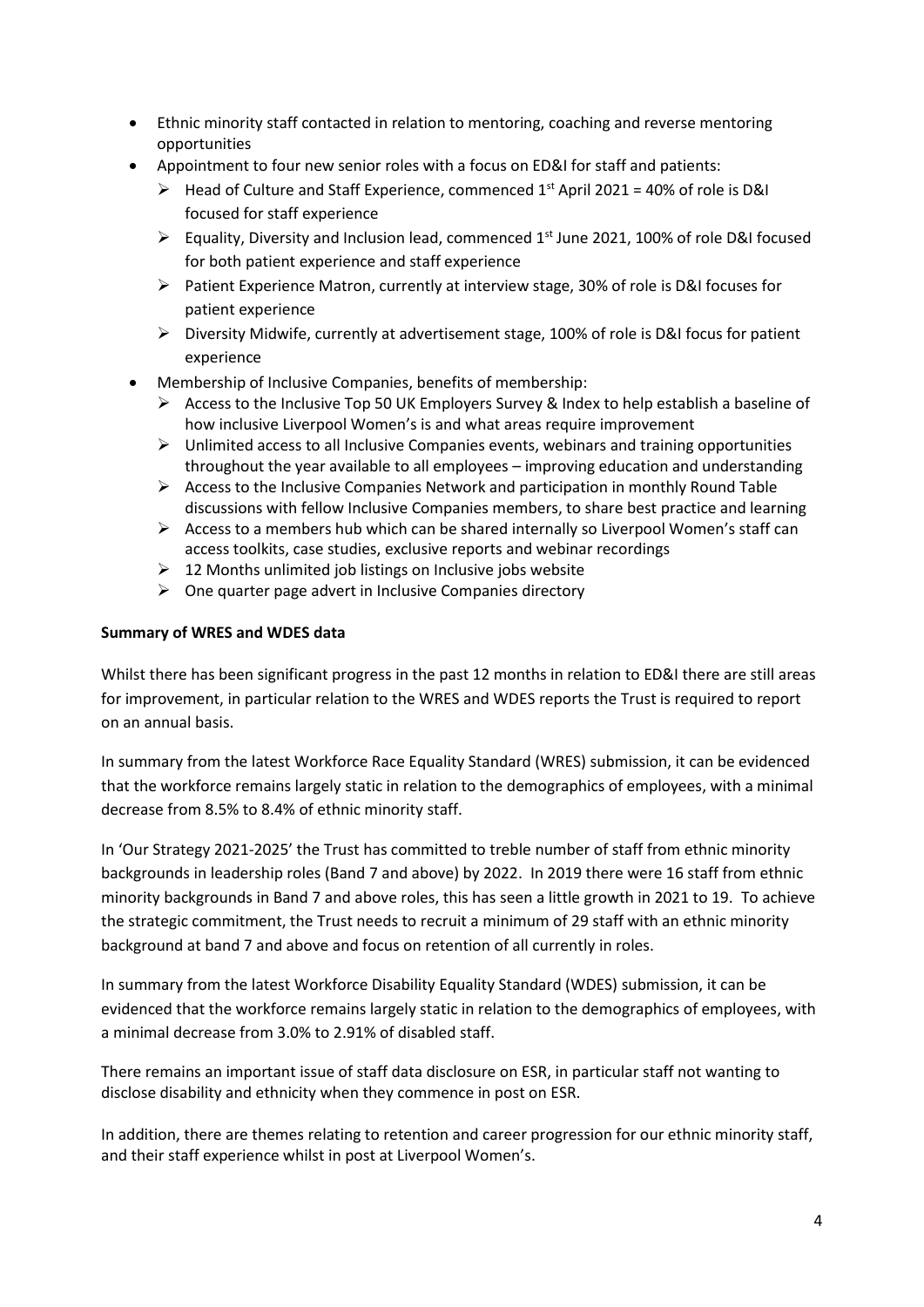- Ethnic minority staff contacted in relation to mentoring, coaching and reverse mentoring opportunities
- Appointment to four new senior roles with a focus on ED&I for staff and patients:
  - Head of Culture and Staff Experience, commenced 1st April 2021 = 40% of role is D&I focused for staff experience
  - Equality, Diversity and Inclusion lead, commenced 1st June 2021, 100% of role D&I focused for both patient experience and staff experience
  - Patient Experience Matron, currently at interview stage, 30% of role is D&I focuses for patient experience
  - Diversity Midwife, currently at advertisement stage, 100% of role is D&I focus for patient experience
- Membership of Inclusive Companies, benefits of membership:
  - Access to the Inclusive Top 50 UK Employers Survey & Index to help establish a baseline of how inclusive Liverpool Women's is and what areas require improvement
  - Unlimited access to all Inclusive Companies events, webinars and training opportunities throughout the year available to all employees – improving education and understanding
  - Access to the Inclusive Companies Network and participation in monthly Round Table discussions with fellow Inclusive Companies members, to share best practice and learning
  - Access to a members hub which can be shared internally so Liverpool Women's staff can access toolkits, case studies, exclusive reports and webinar recordings
  - 12 Months unlimited job listings on Inclusive jobs website
  - One quarter page advert in Inclusive Companies directory

**Summary of WRES and WDES data**

Whilst there has been significant progress in the past 12 months in relation to ED&I there are still areas for improvement, in particular relation to the WRES and WDES reports the Trust is required to report on an annual basis.

In summary from the latest Workforce Race Equality Standard (WRES) submission, it can be evidenced that the workforce remains largely static in relation to the demographics of employees, with a minimal decrease from 8.5% to 8.4% of ethnic minority staff.

In 'Our Strategy 2021-2025' the Trust has committed to treble number of staff from ethnic minority backgrounds in leadership roles (Band 7 and above) by 2022. In 2019 there were 16 staff from ethnic minority backgrounds in Band 7 and above roles, this has seen a little growth in 2021 to 19. To achieve the strategic commitment, the Trust needs to recruit a minimum of 29 staff with an ethnic minority background at band 7 and above and focus on retention of all currently in roles.

In summary from the latest Workforce Disability Equality Standard (WDES) submission, it can be evidenced that the workforce remains largely static in relation to the demographics of employees, with a minimal decrease from 3.0% to 2.91% of disabled staff.

There remains an important issue of staff data disclosure on ESR, in particular staff not wanting to disclose disability and ethnicity when they commence in post on ESR.

In addition, there are themes relating to retention and career progression for our ethnic minority staff, and their staff experience whilst in post at Liverpool Women's.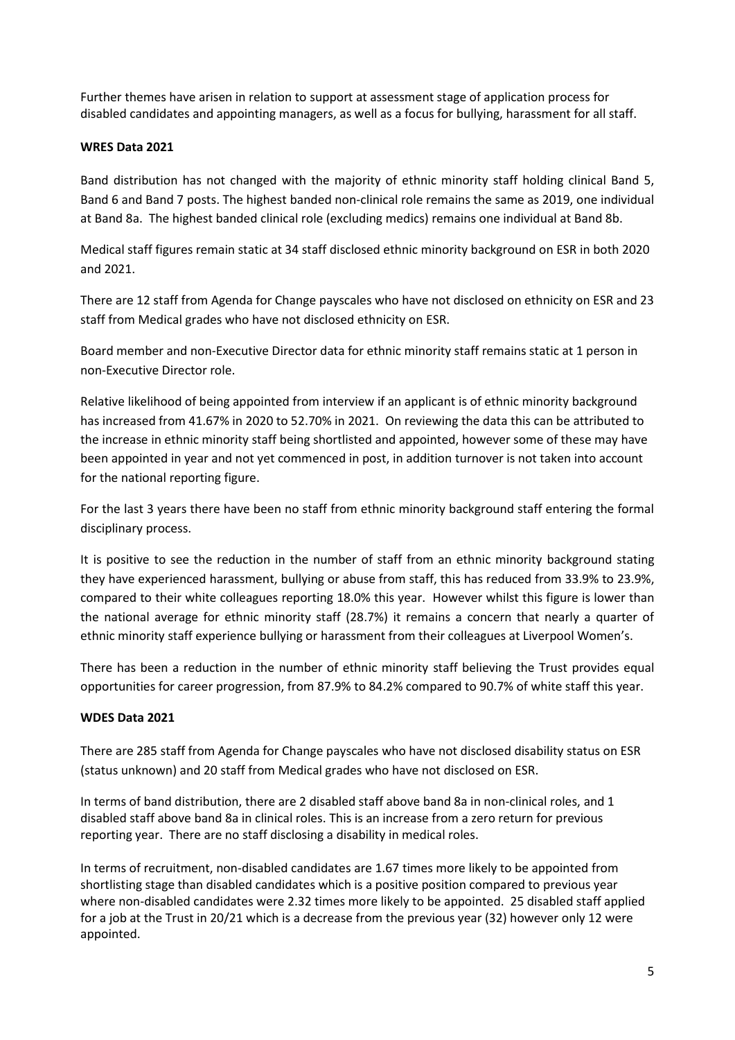Further themes have arisen in relation to support at assessment stage of application process for disabled candidates and appointing managers, as well as a focus for bullying, harassment for all staff.

**WRES Data 2021**

Band distribution has not changed with the majority of ethnic minority staff holding clinical Band 5, Band 6 and Band 7 posts. The highest banded non-clinical role remains the same as 2019, one individual at Band 8a. The highest banded clinical role (excluding medics) remains one individual at Band 8b.

Medical staff figures remain static at 34 staff disclosed ethnic minority background on ESR in both 2020 and 2021.

There are 12 staff from Agenda for Change payscales who have not disclosed on ethnicity on ESR and 23 staff from Medical grades who have not disclosed ethnicity on ESR.

Board member and non-Executive Director data for ethnic minority staff remains static at 1 person in non-Executive Director role.

Relative likelihood of being appointed from interview if an applicant is of ethnic minority background has increased from 41.67% in 2020 to 52.70% in 2021. On reviewing the data this can be attributed to the increase in ethnic minority staff being shortlisted and appointed, however some of these may have been appointed in year and not yet commenced in post, in addition turnover is not taken into account for the national reporting figure.

For the last 3 years there have been no staff from ethnic minority background staff entering the formal disciplinary process.

It is positive to see the reduction in the number of staff from an ethnic minority background stating they have experienced harassment, bullying or abuse from staff, this has reduced from 33.9% to 23.9%, compared to their white colleagues reporting 18.0% this year. However whilst this figure is lower than the national average for ethnic minority staff (28.7%) it remains a concern that nearly a quarter of ethnic minority staff experience bullying or harassment from their colleagues at Liverpool Women's.

There has been a reduction in the number of ethnic minority staff believing the Trust provides equal opportunities for career progression, from 87.9% to 84.2% compared to 90.7% of white staff this year.

**WDES Data 2021**

There are 285 staff from Agenda for Change payscales who have not disclosed disability status on ESR (status unknown) and 20 staff from Medical grades who have not disclosed on ESR.

In terms of band distribution, there are 2 disabled staff above band 8a in non-clinical roles, and 1 disabled staff above band 8a in clinical roles. This is an increase from a zero return for previous reporting year. There are no staff disclosing a disability in medical roles.

In terms of recruitment, non-disabled candidates are 1.67 times more likely to be appointed from shortlisting stage than disabled candidates which is a positive position compared to previous year where non-disabled candidates were 2.32 times more likely to be appointed. 25 disabled staff applied for a job at the Trust in 20/21 which is a decrease from the previous year (32) however only 12 were appointed.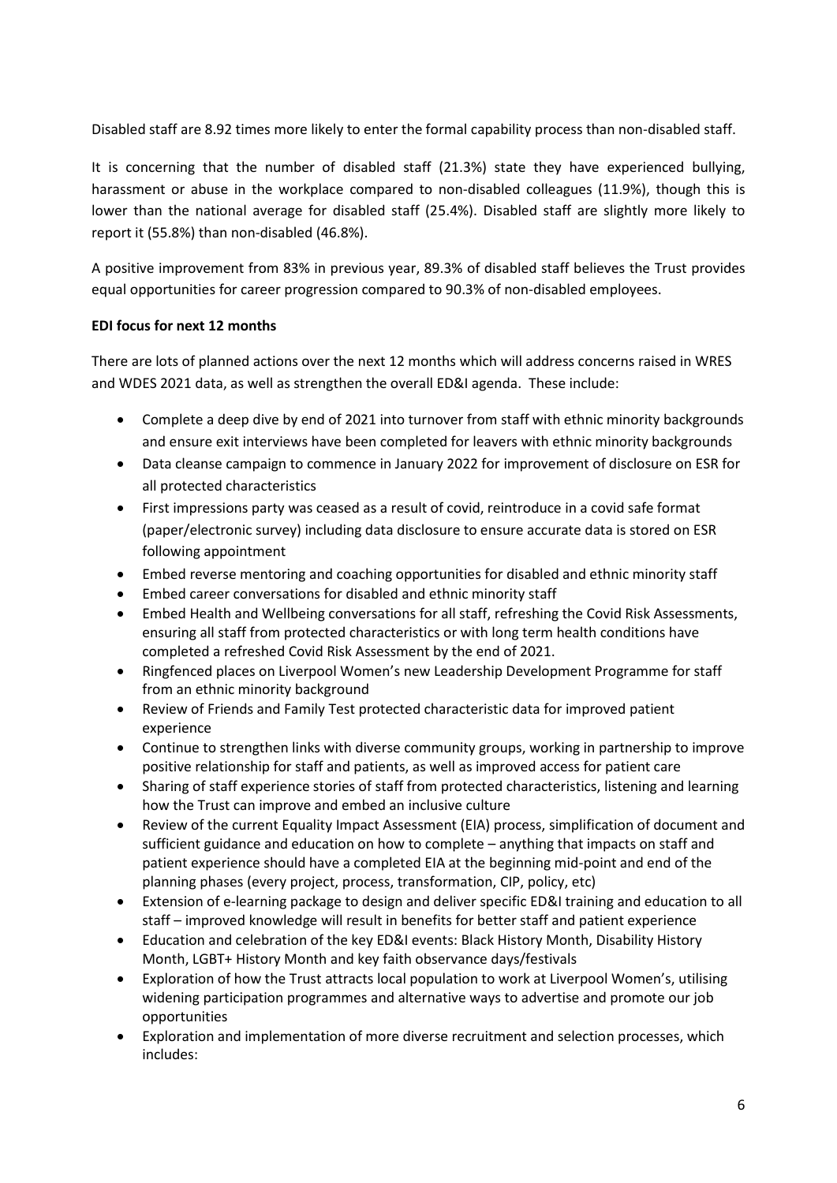Disabled staff are 8.92 times more likely to enter the formal capability process than non-disabled staff.

It is concerning that the number of disabled staff (21.3%) state they have experienced bullying, harassment or abuse in the workplace compared to non-disabled colleagues (11.9%), though this is lower than the national average for disabled staff (25.4%). Disabled staff are slightly more likely to report it (55.8%) than non-disabled (46.8%).

A positive improvement from 83% in previous year, 89.3% of disabled staff believes the Trust provides equal opportunities for career progression compared to 90.3% of non-disabled employees.

**EDI focus for next 12 months**

There are lots of planned actions over the next 12 months which will address concerns raised in WRES and WDES 2021 data, as well as strengthen the overall ED&I agenda. These include:

- Complete a deep dive by end of 2021 into turnover from staff with ethnic minority backgrounds and ensure exit interviews have been completed for leavers with ethnic minority backgrounds
- Data cleanse campaign to commence in January 2022 for improvement of disclosure on ESR for all protected characteristics
- First impressions party was ceased as a result of covid, reintroduce in a covid safe format (paper/electronic survey) including data disclosure to ensure accurate data is stored on ESR following appointment
- Embed reverse mentoring and coaching opportunities for disabled and ethnic minority staff
- Embed career conversations for disabled and ethnic minority staff
- Embed Health and Wellbeing conversations for all staff, refreshing the Covid Risk Assessments, ensuring all staff from protected characteristics or with long term health conditions have completed a refreshed Covid Risk Assessment by the end of 2021.
- Ringfenced places on Liverpool Women's new Leadership Development Programme for staff from an ethnic minority background
- Review of Friends and Family Test protected characteristic data for improved patient experience
- Continue to strengthen links with diverse community groups, working in partnership to improve positive relationship for staff and patients, as well as improved access for patient care
- Sharing of staff experience stories of staff from protected characteristics, listening and learning how the Trust can improve and embed an inclusive culture
- Review of the current Equality Impact Assessment (EIA) process, simplification of document and sufficient guidance and education on how to complete – anything that impacts on staff and patient experience should have a completed EIA at the beginning mid-point and end of the planning phases (every project, process, transformation, CIP, policy, etc)
- Extension of e-learning package to design and deliver specific ED&I training and education to all staff – improved knowledge will result in benefits for better staff and patient experience
- Education and celebration of the key ED&I events: Black History Month, Disability History Month, LGBT+ History Month and key faith observance days/festivals
- Exploration of how the Trust attracts local population to work at Liverpool Women's, utilising widening participation programmes and alternative ways to advertise and promote our job opportunities
- Exploration and implementation of more diverse recruitment and selection processes, which includes: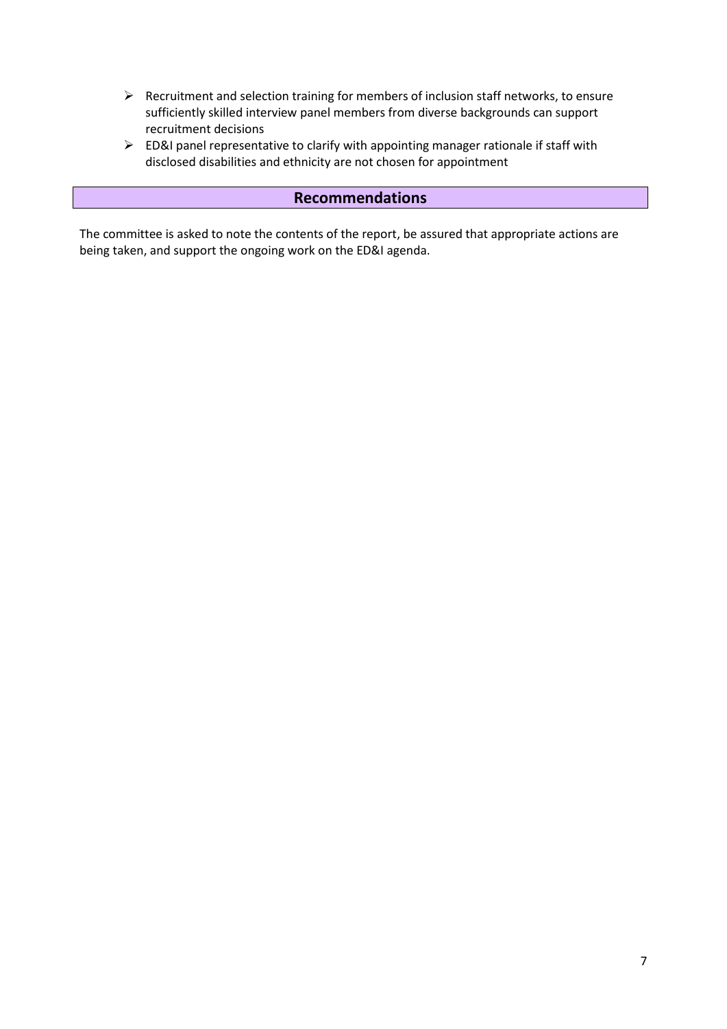- Recruitment and selection training for members of inclusion staff networks, to ensure sufficiently skilled interview panel members from diverse backgrounds can support recruitment decisions
- ED&I panel representative to clarify with appointing manager rationale if staff with disclosed disabilities and ethnicity are not chosen for appointment

## Recommendations

The committee is asked to note the contents of the report, be assured that appropriate actions are being taken, and support the ongoing work on the ED&I agenda.